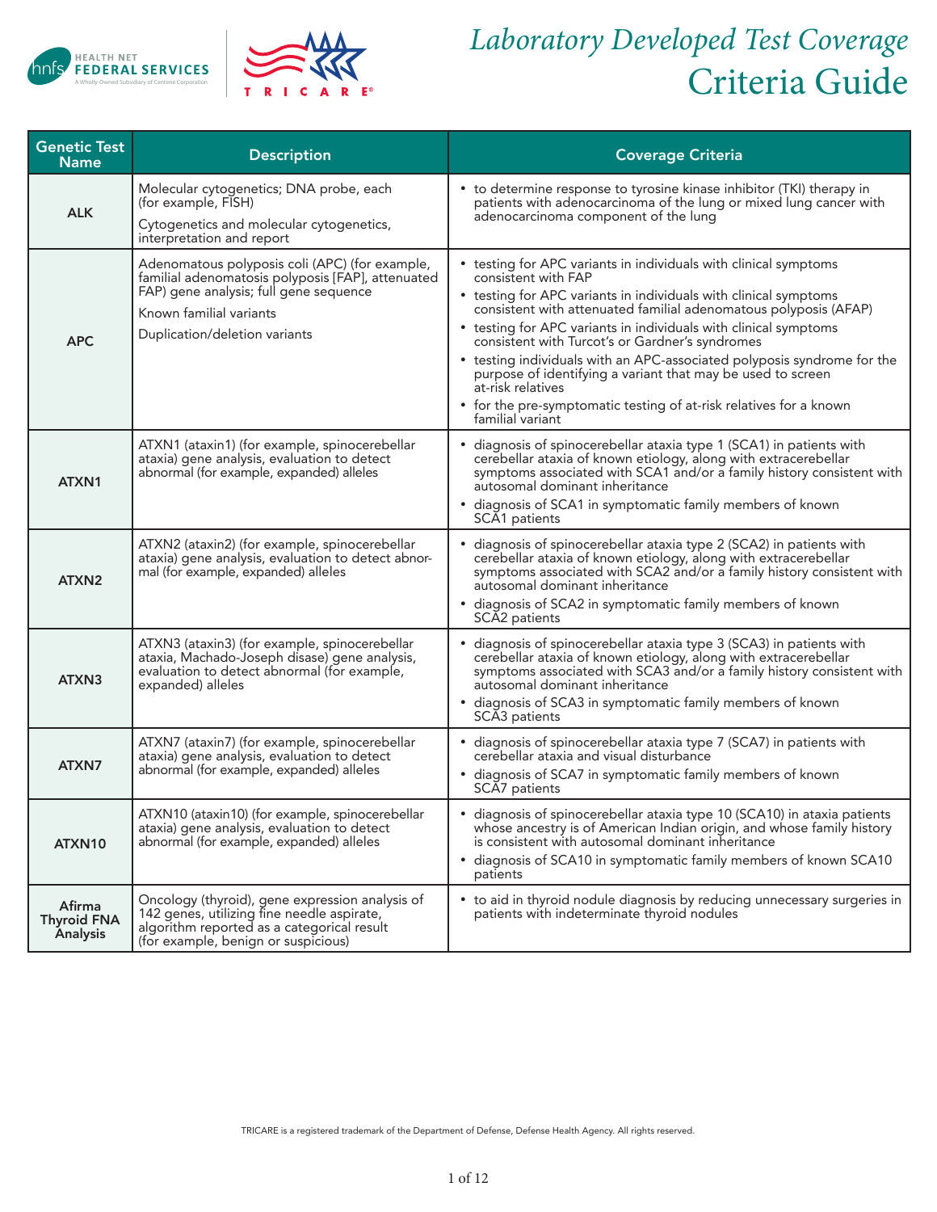# Laboratory Developed Test Coverage Criteria Guide

| Genetic Test Name | Description | Coverage Criteria |
|---|---|---|
| **ALK** | Molecular cytogenetics; DNA probe, each (for example, FISH)<br>Cytogenetics and molecular cytogenetics, interpretation and report | • to determine response to tyrosine kinase inhibitor (TKI) therapy in patients with adenocarcinoma of the lung or mixed lung cancer with adenocarcinoma component of the lung |
| **APC** | Adenomatous polyposis coli (APC) (for example, familial adenomatosis polyposis [FAP], attenuated FAP) gene analysis; full gene sequence<br>Known familial variants<br>Duplication/deletion variants | • testing for APC variants in individuals with clinical symptoms consistent with FAP<br>• testing for APC variants in individuals with clinical symptoms consistent with attenuated familial adenomatous polyposis (AFAP)<br>• testing for APC variants in individuals with clinical symptoms consistent with Turcot's or Gardner's syndromes<br>• testing individuals with an APC-associated polyposis syndrome for the purpose of identifying a variant that may be used to screen at-risk relatives<br>• for the pre-symptomatic testing of at-risk relatives for a known familial variant |
| **ATXN1** | ATXN1 (ataxin1) (for example, spinocerebellar ataxia) gene analysis, evaluation to detect abnormal (for example, expanded) alleles | • diagnosis of spinocerebellar ataxia type 1 (SCA1) in patients with cerebellar ataxia of known etiology, along with extracerebellar symptoms associated with SCA1 and/or a family history consistent with autosomal dominant inheritance<br>• diagnosis of SCA1 in symptomatic family members of known SCA1 patients |
| **ATXN2** | ATXN2 (ataxin2) (for example, spinocerebellar ataxia) gene analysis, evaluation to detect abnormal (for example, expanded) alleles | • diagnosis of spinocerebellar ataxia type 2 (SCA2) in patients with cerebellar ataxia of known etiology, along with extracerebellar symptoms associated with SCA2 and/or a family history consistent with autosomal dominant inheritance<br>• diagnosis of SCA2 in symptomatic family members of known SCA2 patients |
| **ATXN3** | ATXN3 (ataxin3) (for example, spinocerebellar ataxia, Machado-Joseph disase) gene analysis, evaluation to detect abnormal (for example, expanded) alleles | • diagnosis of spinocerebellar ataxia type 3 (SCA3) in patients with cerebellar ataxia of known etiology, along with extracerebellar symptoms associated with SCA3 and/or a family history consistent with autosomal dominant inheritance<br>• diagnosis of SCA3 in symptomatic family members of known SCA3 patients |
| **ATXN7** | ATXN7 (ataxin7) (for example, spinocerebellar ataxia) gene analysis, evaluation to detect abnormal (for example, expanded) alleles | • diagnosis of spinocerebellar ataxia type 7 (SCA7) in patients with cerebellar ataxia and visual disturbance<br>• diagnosis of SCA7 in symptomatic family members of known SCA7 patients |
| **ATXN10** | ATXN10 (ataxin10) (for example, spinocerebellar ataxia) gene analysis, evaluation to detect abnormal (for example, expanded) alleles | • diagnosis of spinocerebellar ataxia type 10 (SCA10) in ataxia patients whose ancestry is of American Indian origin, and whose family history is consistent with autosomal dominant inheritance<br>• diagnosis of SCA10 in symptomatic family members of known SCA10 patients |
| **Afirma Thyroid FNA Analysis** | Oncology (thyroid), gene expression analysis of 142 genes, utilizing fine needle aspirate, algorithm reported as a categorical result (for example, benign or suspicious) | • to aid in thyroid nodule diagnosis by reducing unnecessary surgeries in patients with indeterminate thyroid nodules |

TRICARE is a registered trademark of the Department of Defense, Defense Health Agency. All rights reserved.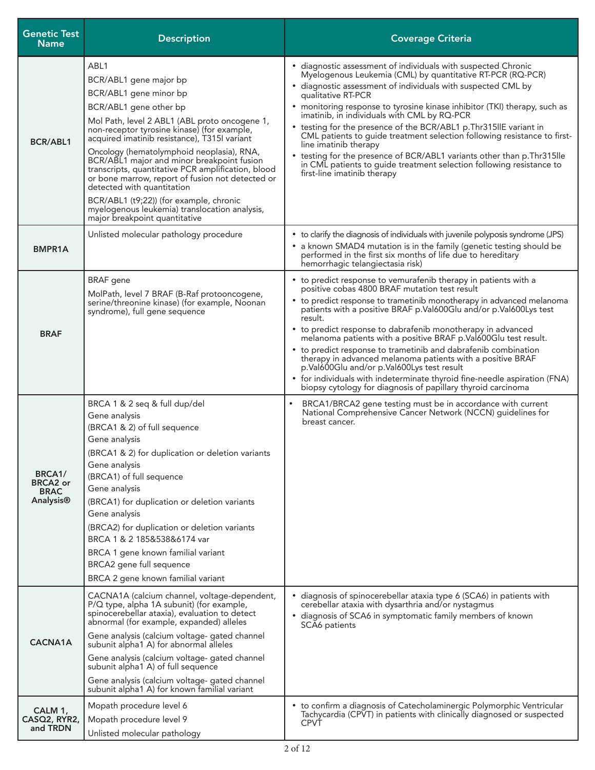| Genetic Test Name | Description | Coverage Criteria |
|---|---|---|
| BCR/ABL1 | ABL1<br>BCR/ABL1 gene major bp<br>BCR/ABL1 gene minor bp<br>BCR/ABL1 gene other bp<br>Mol Path, level 2 ABL1 (ABL proto oncogene 1, non-receptor tyrosine kinase) (for example, acquired imatinib resistance), T315I variant<br>Oncology (hematolymphoid neoplasia), RNA, BCR/ABL1 major and minor breakpoint fusion transcripts, quantitative PCR amplification, blood or bone marrow, report of fusion not detected or detected with quantitation<br>BCR/ABL1 (t9;22)) (for example, chronic myelogenous leukemia) translocation analysis, major breakpoint quantitative | • diagnostic assessment of individuals with suspected Chronic Myelogenous Leukemia (CML) by quantitative RT-PCR (RQ-PCR)<br>• diagnostic assessment of individuals with suspected CML by qualitative RT-PCR<br>• monitoring response to tyrosine kinase inhibitor (TKI) therapy, such as imatinib, in individuals with CML by RQ-PCR<br>• testing for the presence of the BCR/ABL1 p.Thr315llE variant in CML patients to guide treatment selection following resistance to first-line imatinib therapy<br>• testing for the presence of BCR/ABL1 variants other than p.Thr315lle in CML patients to guide treatment selection following resistance to first-line imatinib therapy |
| BMPR1A | Unlisted molecular pathology procedure | • to clarify the diagnosis of individuals with juvenile polyposis syndrome (JPS)<br>• a known SMAD4 mutation is in the family (genetic testing should be performed in the first six months of life due to hereditary hemorrhagic telangiectasia risk) |
| BRAF | BRAF gene<br>MolPath, level 7 BRAF (B-Raf protooncogene, serine/threonine kinase) (for example, Noonan syndrome), full gene sequence | • to predict response to vemurafenib therapy in patients with a positive cobas 4800 BRAF mutation test result<br>• to predict response to trametinib monotherapy in advanced melanoma patients with a positive BRAF p.Val600Glu and/or p.Val600Lys test result.<br>• to predict response to dabrafenib monotherapy in advanced melanoma patients with a positive BRAF p.Val600Glu test result.<br>• to predict response to trametinib and dabrafenib combination therapy in advanced melanoma patients with a positive BRAF p.Val600Glu and/or p.Val600Lys test result<br>• for individuals with indeterminate thyroid fine-needle aspiration (FNA) biopsy cytology for diagnosis of papillary thyroid carcinoma |
| BRCA1/ BRCA2 or BRAC Analysis® | BRCA 1 & 2 seq & full dup/del<br>Gene analysis<br>(BRCA1 & 2) of full sequence<br>Gene analysis<br>(BRCA1 & 2) for duplication or deletion variants<br>Gene analysis<br>(BRCA1) of full sequence<br>Gene analysis<br>(BRCA1) for duplication or deletion variants<br>Gene analysis<br>(BRCA2) for duplication or deletion variants<br>BRCA 1 & 2 185&538&6174 var<br>BRCA 1 gene known familial variant<br>BRCA2 gene full sequence<br>BRCA 2 gene known familial variant | • BRCA1/BRCA2 gene testing must be in accordance with current National Comprehensive Cancer Network (NCCN) guidelines for breast cancer. |
| CACNA1A | CACNA1A (calcium channel, voltage-dependent, P/Q type, alpha 1A subunit) (for example, spinocerebellar ataxia), evaluation to detect abnormal (for example, expanded) alleles<br>Gene analysis (calcium voltage- gated channel subunit alpha1 A) for abnormal alleles<br>Gene analysis (calcium voltage- gated channel subunit alpha1 A) of full sequence<br>Gene analysis (calcium voltage- gated channel subunit alpha1 A) for known familial variant | • diagnosis of spinocerebellar ataxia type 6 (SCA6) in patients with cerebellar ataxia with dysarthria and/or nystagmus<br>• diagnosis of SCA6 in symptomatic family members of known SCA6 patients |
| CALM 1, CASQ2, RYR2, and TRDN | Mopath procedure level 6<br>Mopath procedure level 9<br>Unlisted molecular pathology | • to confirm a diagnosis of Catecholaminergic Polymorphic Ventricular Tachycardia (CPVT) in patients with clinically diagnosed or suspected CPVT |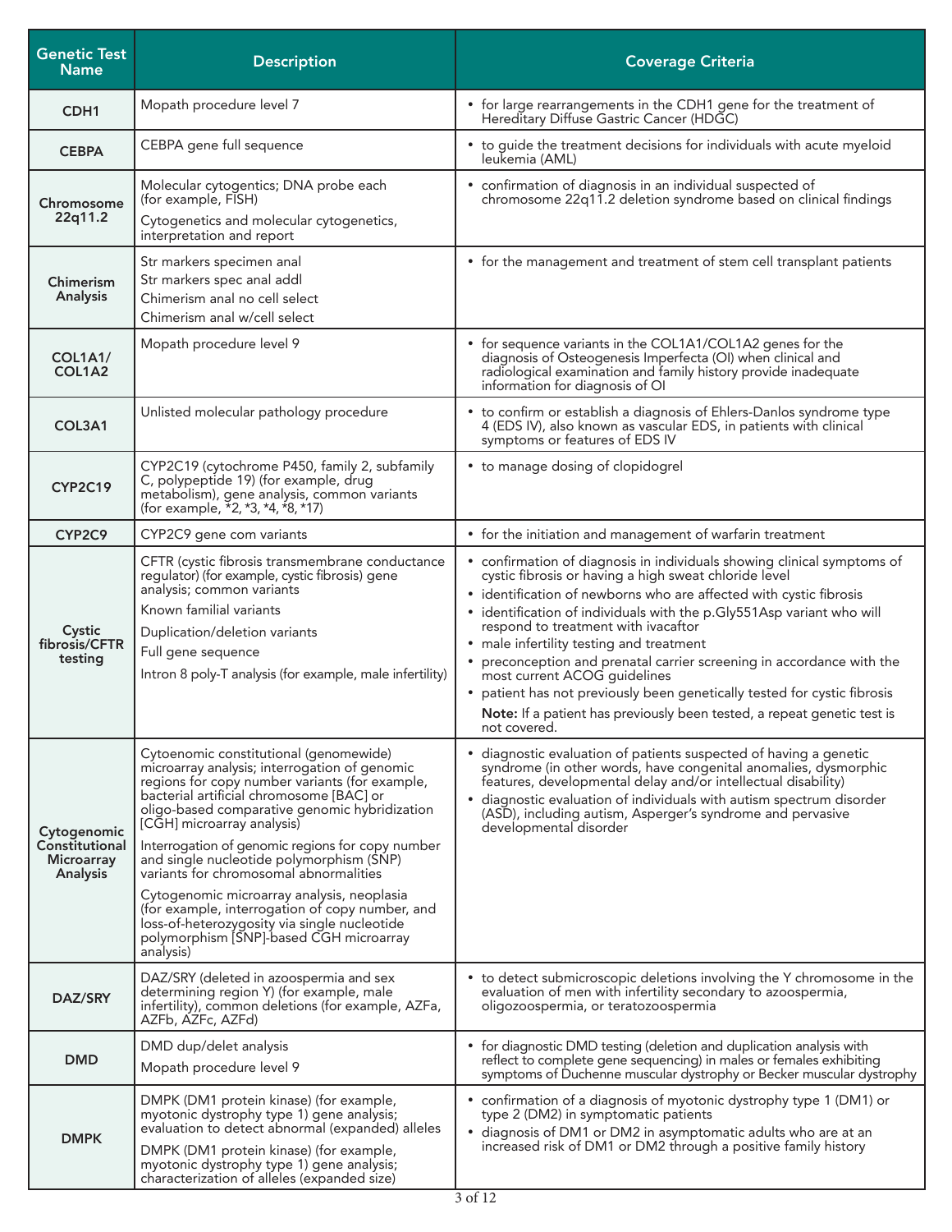| Genetic Test Name | Description | Coverage Criteria |
|---|---|---|
| **CDH1** | Mopath procedure level 7 | • for large rearrangements in the CDH1 gene for the treatment of Hereditary Diffuse Gastric Cancer (HDGC) |
| **CEBPA** | CEBPA gene full sequence | • to guide the treatment decisions for individuals with acute myeloid leukemia (AML) |
| **Chromosome 22q11.2** | Molecular cytogentics; DNA probe each (for example, FISH)<br>Cytogenetics and molecular cytogenetics, interpretation and report | • confirmation of diagnosis in an individual suspected of chromosome 22q11.2 deletion syndrome based on clinical findings |
| **Chimerism Analysis** | Str markers specimen anal<br>Str markers spec anal addl<br>Chimerism anal no cell select<br>Chimerism anal w/cell select | • for the management and treatment of stem cell transplant patients |
| **COL1A1/ COL1A2** | Mopath procedure level 9 | • for sequence variants in the COL1A1/COL1A2 genes for the diagnosis of Osteogenesis Imperfecta (OI) when clinical and radiological examination and family history provide inadequate information for diagnosis of OI |
| **COL3A1** | Unlisted molecular pathology procedure | • to confirm or establish a diagnosis of Ehlers-Danlos syndrome type 4 (EDS IV), also known as vascular EDS, in patients with clinical symptoms or features of EDS IV |
| **CYP2C19** | CYP2C19 (cytochrome P450, family 2, subfamily C, polypeptide 19) (for example, drug metabolism), gene analysis, common variants (for example, *2, *3, *4, *8, *17) | • to manage dosing of clopidogrel |
| **CYP2C9** | CYP2C9 gene com variants | • for the initiation and management of warfarin treatment |
| **Cystic fibrosis/CFTR testing** | CFTR (cystic fibrosis transmembrane conductance regulator) (for example, cystic fibrosis) gene analysis; common variants<br>Known familial variants<br>Duplication/deletion variants<br>Full gene sequence<br>Intron 8 poly-T analysis (for example, male infertility) | • confirmation of diagnosis in individuals showing clinical symptoms of cystic fibrosis or having a high sweat chloride level<br>• identification of newborns who are affected with cystic fibrosis<br>• identification of individuals with the p.Gly551Asp variant who will respond to treatment with ivacaftor<br>• male infertility testing and treatment<br>• preconception and prenatal carrier screening in accordance with the most current ACOG guidelines<br>• patient has not previously been genetically tested for cystic fibrosis<br>**Note:** If a patient has previously been tested, a repeat genetic test is not covered. |
| **Cytogenomic Constitutional Microarray Analysis** | Cytoenomic constitutional (genomewide) microarray analysis; interrogation of genomic regions for copy number variants (for example, bacterial artificial chromosome [BAC] or oligo-based comparative genomic hybridization [CGH] microarray analysis)<br>Interrogation of genomic regions for copy number and single nucleotide polymorphism (SNP) variants for chromosomal abnormalities<br>Cytogenomic microarray analysis, neoplasia (for example, interrogation of copy number, and loss-of-heterozygosity via single nucleotide polymorphism [SNP]-based CGH microarray analysis) | • diagnostic evaluation of patients suspected of having a genetic syndrome (in other words, have congenital anomalies, dysmorphic features, developmental delay and/or intellectual disability)<br>• diagnostic evaluation of individuals with autism spectrum disorder (ASD), including autism, Asperger's syndrome and pervasive developmental disorder |
| **DAZ/SRY** | DAZ/SRY (deleted in azoospermia and sex determining region Y) (for example, male infertility), common deletions (for example, AZFa, AZFb, AZFc, AZFd) | • to detect submicroscopic deletions involving the Y chromosome in the evaluation of men with infertility secondary to azoospermia, oligozoospermia, or teratozoospermia |
| **DMD** | DMD dup/delet analysis<br>Mopath procedure level 9 | • for diagnostic DMD testing (deletion and duplication analysis with reflect to complete gene sequencing) in males or females exhibiting symptoms of Duchenne muscular dystrophy or Becker muscular dystrophy |
| **DMPK** | DMPK (DM1 protein kinase) (for example, myotonic dystrophy type 1) gene analysis; evaluation to detect abnormal (expanded) alleles<br>DMPK (DM1 protein kinase) (for example, myotonic dystrophy type 1) gene analysis; characterization of alleles (expanded size) | • confirmation of a diagnosis of myotonic dystrophy type 1 (DM1) or type 2 (DM2) in symptomatic patients<br>• diagnosis of DM1 or DM2 in asymptomatic adults who are at an increased risk of DM1 or DM2 through a positive family history |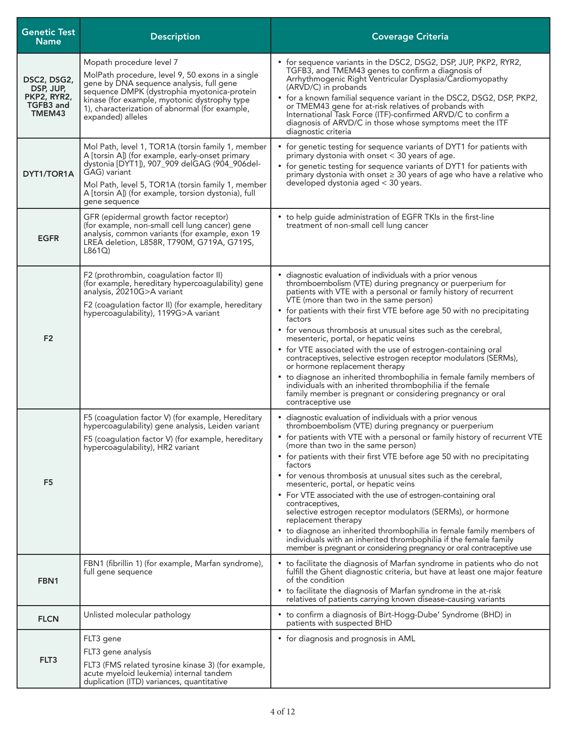| Genetic Test Name | Description | Coverage Criteria |
|---|---|---|
| **DSC2, DSG2, DSP, JUP, PKP2, RYR2, TGFB3 and TMEM43** | Mopath procedure level 7<br><br>MolPath procedure, level 9, 50 exons in a single gene by DNA sequence analysis, full gene sequence DMPK (dystrophia myotonica-protein kinase (for example, myotonic dystrophy type 1), characterization of abnormal (for example, expanded) alleles | • for sequence variants in the DSC2, DSG2, DSP, JUP, PKP2, RYR2, TGFB3, and TMEM43 genes to confirm a diagnosis of Arrhythmogenic Right Ventricular Dysplasia/Cardiomyopathy (ARVD/C) in probands<br>• for a known familial sequence variant in the DSC2, DSG2, DSP, PKP2, or TMEM43 gene for at-risk relatives of probands with International Task Force (ITF)-confirmed ARVD/C to confirm a diagnosis of ARVD/C in those whose symptoms meet the ITF diagnostic criteria |
| **DYT1/TOR1A** | Mol Path, level 1, TOR1A (torsin family 1, member A [torsin A]) (for example, early-onset primary dystonia [DYT1]), 907_909 delGAG (904_906del-GAG) variant<br><br>Mol Path, level 5, TOR1A (torsin family 1, member A [torsin A]) (for example, torsion dystonia), full gene sequence | • for genetic testing for sequence variants of DYT1 for patients with primary dystonia with onset < 30 years of age.<br>• for genetic testing for sequence variants of DYT1 for patients with primary dystonia with onset ≥ 30 years of age who have a relative who developed dystonia aged < 30 years. |
| **EGFR** | GFR (epidermal growth factor receptor) (for example, non-small cell lung cancer) gene analysis, common variants (for example, exon 19 LREA deletion, L858R, T790M, G719A, G719S, L861Q) | • to help guide administration of EGFR TKIs in the first-line treatment of non-small cell lung cancer |
| **F2** | F2 (prothrombin, coagulation factor II) (for example, hereditary hypercoagulability) gene analysis, 20210G>A variant<br><br>F2 (coagulation factor II) (for example, hereditary hypercoagulability), 1199G>A variant | • diagnostic evaluation of individuals with a prior venous thromboembolism (VTE) during pregnancy or puerperium for patients with VTE with a personal or family history of recurrent VTE (more than two in the same person)<br>• for patients with their first VTE before age 50 with no precipitating factors<br>• for venous thrombosis at unusual sites such as the cerebral, mesenteric, portal, or hepatic veins<br>• for VTE associated with the use of estrogen-containing oral contraceptives, selective estrogen receptor modulators (SERMs), or hormone replacement therapy<br>• to diagnose an inherited thrombophilia in female family members of individuals with an inherited thrombophilia if the female family member is pregnant or considering pregnancy or oral contraceptive use |
| **F5** | F5 (coagulation factor V) (for example, Hereditary hypercoagulability) gene analysis, Leiden variant<br><br>F5 (coagulation factor V) (for example, hereditary hypercoagulability), HR2 variant | • diagnostic evaluation of individuals with a prior venous thromboembolism (VTE) during pregnancy or puerperium<br>• for patients with VTE with a personal or family history of recurrent VTE (more than two in the same person)<br>• for patients with their first VTE before age 50 with no precipitating factors<br>• for venous thrombosis at unusual sites such as the cerebral, mesenteric, portal, or hepatic veins<br>• For VTE associated with the use of estrogen-containing oral contraceptives, selective estrogen receptor modulators (SERMs), or hormone replacement therapy<br>• to diagnose an inherited thrombophilia in female family members of individuals with an inherited thrombophilia if the female family member is pregnant or considering pregnancy or oral contraceptive use |
| **FBN1** | FBN1 (fibrillin 1) (for example, Marfan syndrome), full gene sequence | • to facilitate the diagnosis of Marfan syndrome in patients who do not fulfill the Ghent diagnostic criteria, but have at least one major feature of the condition<br>• to facilitate the diagnosis of Marfan syndrome in the at-risk relatives of patients carrying known disease-causing variants |
| **FLCN** | Unlisted molecular pathology | • to confirm a diagnosis of Birt-Hogg-Dube' Syndrome (BHD) in patients with suspected BHD |
| **FLT3** | FLT3 gene<br><br>FLT3 gene analysis<br><br>FLT3 (FMS related tyrosine kinase 3) (for example, acute myeloid leukemia) internal tandem duplication (ITD) variances, quantitative | • for diagnosis and prognosis in AML |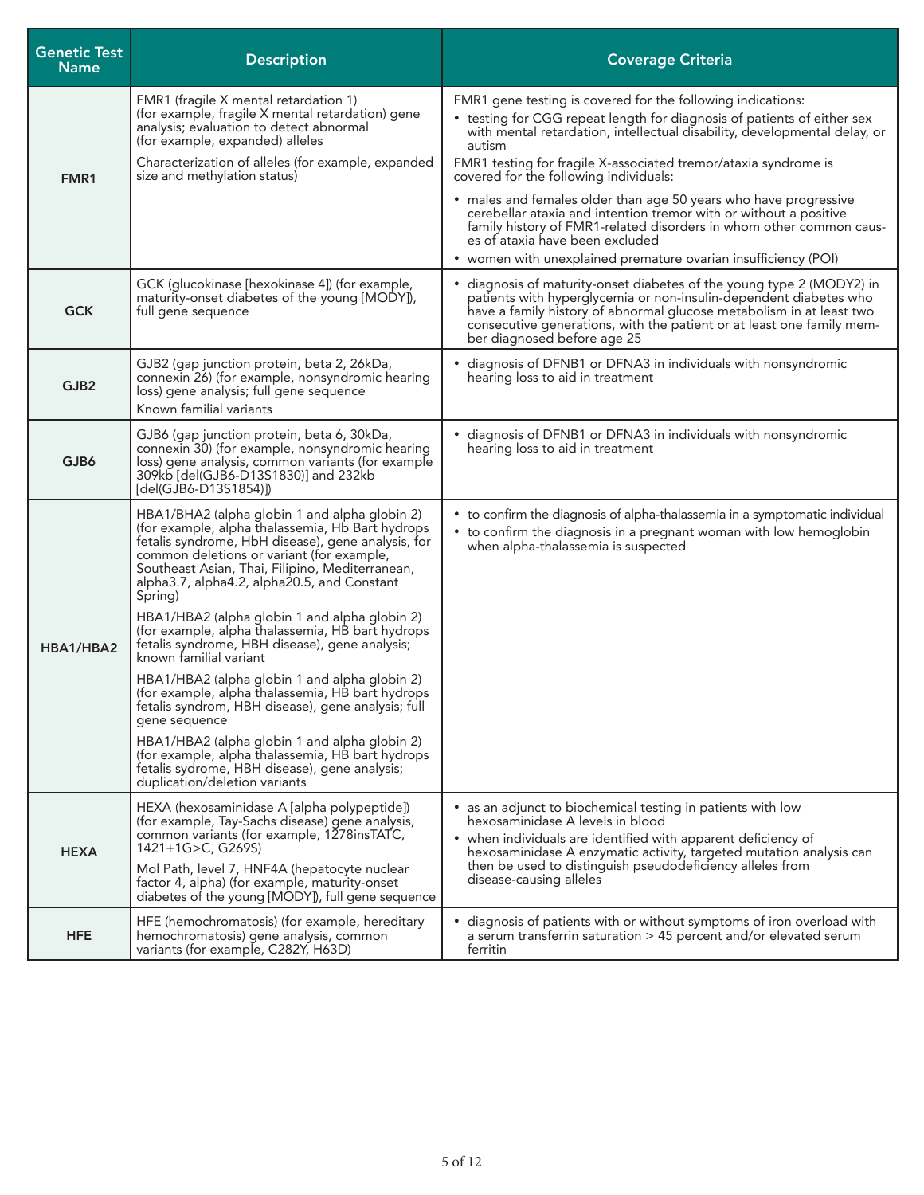| Genetic Test Name | Description | Coverage Criteria |
|---|---|---|
| **FMR1** | FMR1 (fragile X mental retardation 1) (for example, fragile X mental retardation) gene analysis; evaluation to detect abnormal (for example, expanded) alleles<br><br>Characterization of alleles (for example, expanded size and methylation status) | FMR1 gene testing is covered for the following indications:<br>• testing for CGG repeat length for diagnosis of patients of either sex with mental retardation, intellectual disability, developmental delay, or autism<br>FMR1 testing for fragile X-associated tremor/ataxia syndrome is covered for the following individuals:<br>• males and females older than age 50 years who have progressive cerebellar ataxia and intention tremor with or without a positive family history of FMR1-related disorders in whom other common causes of ataxia have been excluded<br>• women with unexplained premature ovarian insufficiency (POI) |
| **GCK** | GCK (glucokinase [hexokinase 4]) (for example, maturity-onset diabetes of the young [MODY]), full gene sequence | • diagnosis of maturity-onset diabetes of the young type 2 (MODY2) in patients with hyperglycemia or non-insulin-dependent diabetes who have a family history of abnormal glucose metabolism in at least two consecutive generations, with the patient or at least one family member diagnosed before age 25 |
| **GJB2** | GJB2 (gap junction protein, beta 2, 26kDa, connexin 26) (for example, nonsyndromic hearing loss) gene analysis; full gene sequence<br>Known familial variants | • diagnosis of DFNB1 or DFNA3 in individuals with nonsyndromic hearing loss to aid in treatment |
| **GJB6** | GJB6 (gap junction protein, beta 6, 30kDa, connexin 30) (for example, nonsyndromic hearing loss) gene analysis, common variants (for example 309kb [del(GJB6-D13S1830)] and 232kb [del(GJB6-D13S1854)]) | • diagnosis of DFNB1 or DFNA3 in individuals with nonsyndromic hearing loss to aid in treatment |
| **HBA1/HBA2** | HBA1/BHA2 (alpha globin 1 and alpha globin 2) (for example, alpha thalassemia, Hb Bart hydrops fetalis syndrome, HbH disease), gene analysis, for common deletions or variant (for example, Southeast Asian, Thai, Filipino, Mediterranean, alpha3.7, alpha4.2, alpha20.5, and Constant Spring)<br><br>HBA1/HBA2 (alpha globin 1 and alpha globin 2) (for example, alpha thalassemia, HB bart hydrops fetalis syndrome, HBH disease), gene analysis; known familial variant<br><br>HBA1/HBA2 (alpha globin 1 and alpha globin 2) (for example, alpha thalassemia, HB bart hydrops fetalis syndrom, HBH disease), gene analysis; full gene sequence<br><br>HBA1/HBA2 (alpha globin 1 and alpha globin 2) (for example, alpha thalassemia, HB bart hydrops fetalis sydrome, HBH disease), gene analysis; duplication/deletion variants | • to confirm the diagnosis of alpha-thalassemia in a symptomatic individual<br>• to confirm the diagnosis in a pregnant woman with low hemoglobin when alpha-thalassemia is suspected |
| **HEXA** | HEXA (hexosaminidase A [alpha polypeptide]) (for example, Tay-Sachs disease) gene analysis, common variants (for example, 1278insTATC, 1421+1G>C, G269S)<br><br>Mol Path, level 7, HNF4A (hepatocyte nuclear factor 4, alpha) (for example, maturity-onset diabetes of the young [MODY]), full gene sequence | • as an adjunct to biochemical testing in patients with low hexosaminidase A levels in blood<br>• when individuals are identified with apparent deficiency of hexosaminidase A enzymatic activity, targeted mutation analysis can then be used to distinguish pseudodeficiency alleles from disease-causing alleles |
| **HFE** | HFE (hemochromatosis) (for example, hereditary hemochromatosis) gene analysis, common variants (for example, C282Y, H63D) | • diagnosis of patients with or without symptoms of iron overload with a serum transferrin saturation > 45 percent and/or elevated serum ferritin |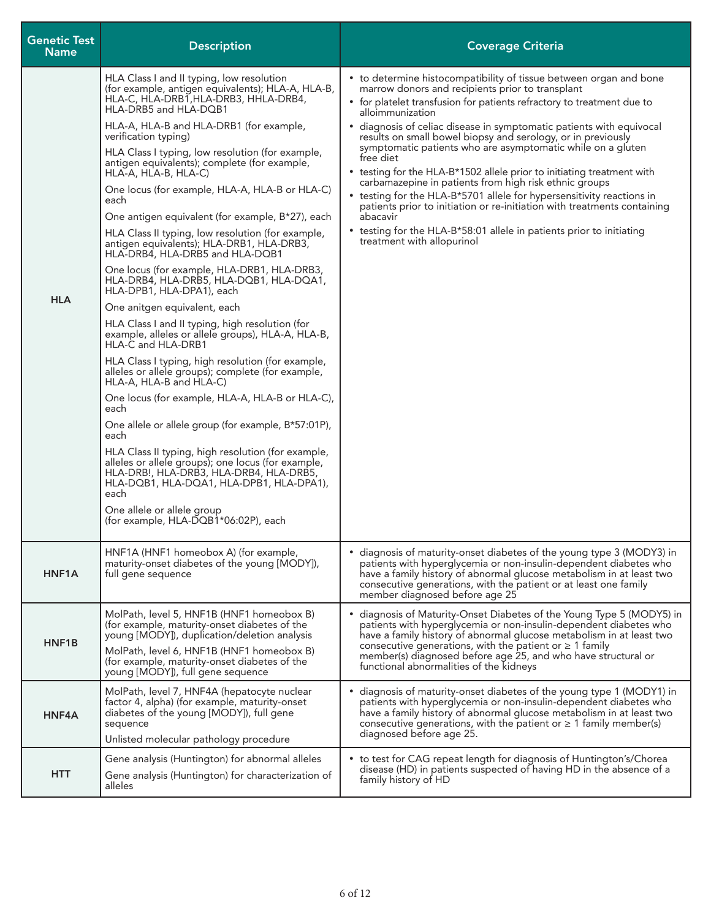| Genetic Test Name | Description | Coverage Criteria |
|---|---|---|
| HLA | HLA Class I and II typing, low resolution (for example, antigen equivalents); HLA-A, HLA-B, HLA-C, HLA-DRB1,HLA-DRB3, HHLA-DRB4, HLA-DRB5 and HLA-DQB1<br><br>HLA-A, HLA-B and HLA-DRB1 (for example, verification typing)<br><br>HLA Class I typing, low resolution (for example, antigen equivalents); complete (for example, HLA-A, HLA-B, HLA-C)<br><br>One locus (for example, HLA-A, HLA-B or HLA-C) each<br><br>One antigen equivalent (for example, B*27), each<br><br>HLA Class II typing, low resolution (for example, antigen equivalents); HLA-DRB1, HLA-DRB3, HLA-DRB4, HLA-DRB5 and HLA-DQB1<br><br>One locus (for example, HLA-DRB1, HLA-DRB3, HLA-DRB4, HLA-DRB5, HLA-DQB1, HLA-DQA1, HLA-DPB1, HLA-DPA1), each<br><br>One anitgen equivalent, each<br><br>HLA Class I and II typing, high resolution (for example, alleles or allele groups), HLA-A, HLA-B, HLA-C and HLA-DRB1<br><br>HLA Class I typing, high resolution (for example, alleles or allele groups); complete (for example, HLA-A, HLA-B and HLA-C)<br><br>One locus (for example, HLA-A, HLA-B or HLA-C), each<br><br>One allele or allele group (for example, B*57:01P), each<br><br>HLA Class II typing, high resolution (for example, alleles or allele groups); one locus (for example, HLA-DRB!, HLA-DRB3, HLA-DRB4, HLA-DRB5, HLA-DQB1, HLA-DQA1, HLA-DPB1, HLA-DPA1), each<br><br>One allele or allele group (for example, HLA-DQB1*06:02P), each | • to determine histocompatibility of tissue between organ and bone marrow donors and recipients prior to transplant<br>• for platelet transfusion for patients refractory to treatment due to alloimmunization<br>• diagnosis of celiac disease in symptomatic patients with equivocal results on small bowel biopsy and serology, or in previously symptomatic patients who are asymptomatic while on a gluten free diet<br>• testing for the HLA-B*1502 allele prior to initiating treatment with carbamazepine in patients from high risk ethnic groups<br>• testing for the HLA-B*5701 allele for hypersensitivity reactions in patients prior to initiation or re-initiation with treatments containing abacavir<br>• testing for the HLA-B*58:01 allele in patients prior to initiating treatment with allopurinol |
| HNF1A | HNF1A (HNF1 homeobox A) (for example, maturity-onset diabetes of the young [MODY]), full gene sequence | • diagnosis of maturity-onset diabetes of the young type 3 (MODY3) in patients with hyperglycemia or non-insulin-dependent diabetes who have a family history of abnormal glucose metabolism in at least two consecutive generations, with the patient or at least one family member diagnosed before age 25 |
| HNF1B | MolPath, level 5, HNF1B (HNF1 homeobox B) (for example, maturity-onset diabetes of the young [MODY]), duplication/deletion analysis<br><br>MolPath, level 6, HNF1B (HNF1 homeobox B) (for example, maturity-onset diabetes of the young [MODY]), full gene sequence | • diagnosis of Maturity-Onset Diabetes of the Young Type 5 (MODY5) in patients with hyperglycemia or non-insulin-dependent diabetes who have a family history of abnormal glucose metabolism in at least two consecutive generations, with the patient or ≥ 1 family member(s) diagnosed before age 25, and who have structural or functional abnormalities of the kidneys |
| HNF4A | MolPath, level 7, HNF4A (hepatocyte nuclear factor 4, alpha) (for example, maturity-onset diabetes of the young [MODY]), full gene sequence<br><br>Unlisted molecular pathology procedure | • diagnosis of maturity-onset diabetes of the young type 1 (MODY1) in patients with hyperglycemia or non-insulin-dependent diabetes who have a family history of abnormal glucose metabolism in at least two consecutive generations, with the patient or ≥ 1 family member(s) diagnosed before age 25. |
| HTT | Gene analysis (Huntington) for abnormal alleles<br><br>Gene analysis (Huntington) for characterization of alleles | • to test for CAG repeat length for diagnosis of Huntington's/Chorea disease (HD) in patients suspected of having HD in the absence of a family history of HD |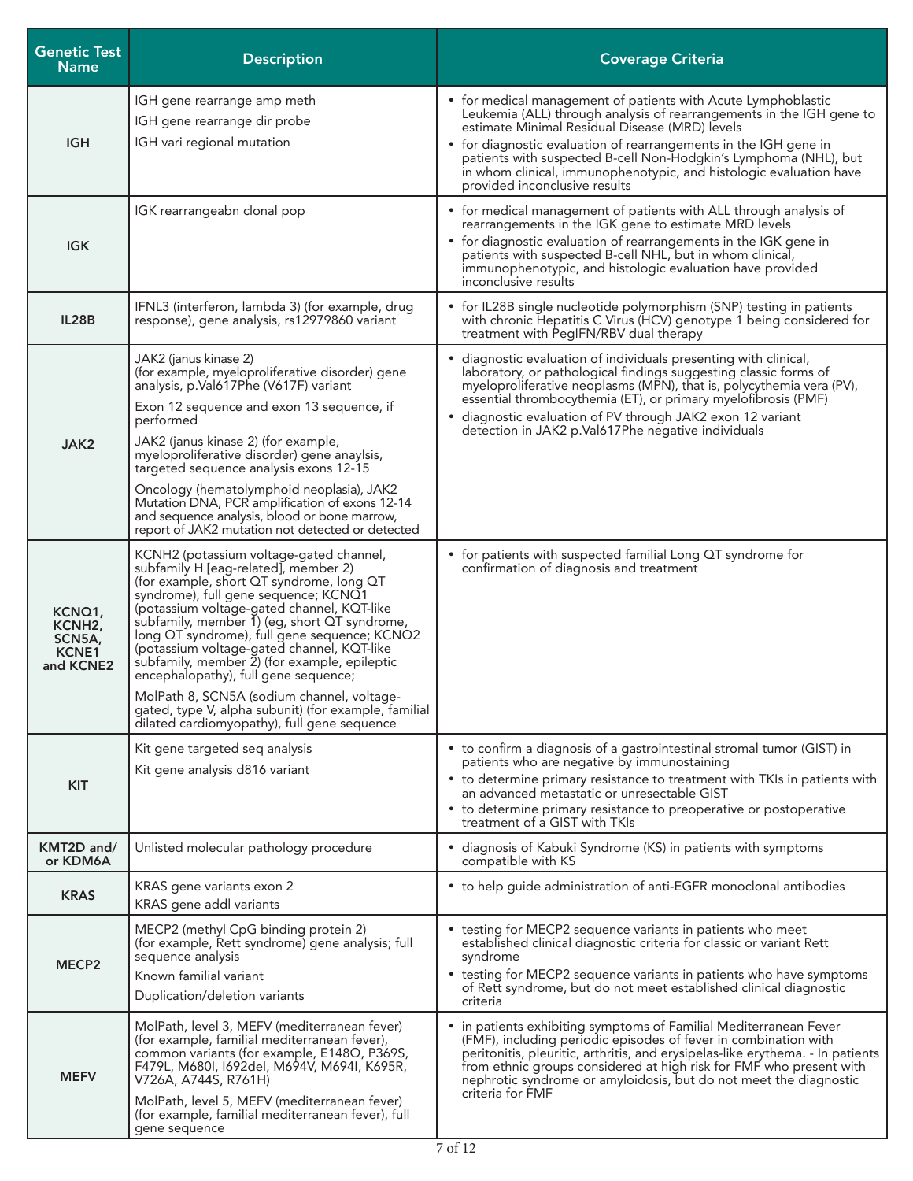| Genetic Test Name | Description | Coverage Criteria |
|---|---|---|
| IGH | IGH gene rearrange amp meth<br>IGH gene rearrange dir probe<br>IGH vari regional mutation | • for medical management of patients with Acute Lymphoblastic Leukemia (ALL) through analysis of rearrangements in the IGH gene to estimate Minimal Residual Disease (MRD) levels<br>• for diagnostic evaluation of rearrangements in the IGH gene in patients with suspected B-cell Non-Hodgkin's Lymphoma (NHL), but in whom clinical, immunophenotypic, and histologic evaluation have provided inconclusive results |
| IGK | IGK rearrangeabn clonal pop | • for medical management of patients with ALL through analysis of rearrangements in the IGK gene to estimate MRD levels<br>• for diagnostic evaluation of rearrangements in the IGK gene in patients with suspected B-cell NHL, but in whom clinical, immunophenotypic, and histologic evaluation have provided inconclusive results |
| IL28B | IFNL3 (interferon, lambda 3) (for example, drug response), gene analysis, rs12979860 variant | • for IL28B single nucleotide polymorphism (SNP) testing in patients with chronic Hepatitis C Virus (HCV) genotype 1 being considered for treatment with PegIFN/RBV dual therapy |
| JAK2 | JAK2 (janus kinase 2) (for example, myeloproliferative disorder) gene analysis, p.Val617Phe (V617F) variant<br>Exon 12 sequence and exon 13 sequence, if performed<br>JAK2 (janus kinase 2) (for example, myeloproliferative disorder) gene anaylsis, targeted sequence analysis exons 12-15<br>Oncology (hematolymphoid neoplasia), JAK2 Mutation DNA, PCR amplification of exons 12-14 and sequence analysis, blood or bone marrow, report of JAK2 mutation not detected or detected | • diagnostic evaluation of individuals presenting with clinical, laboratory, or pathological findings suggesting classic forms of myeloproliferative neoplasms (MPN), that is, polycythemia vera (PV), essential thrombocythemia (ET), or primary myelofibrosis (PMF)<br>• diagnostic evaluation of PV through JAK2 exon 12 variant detection in JAK2 p.Val617Phe negative individuals |
| KCNQ1, KCNH2, SCN5A, KCNE1 and KCNE2 | KCNH2 (potassium voltage-gated channel, subfamily H [eag-related], member 2) (for example, short QT syndrome, long QT syndrome), full gene sequence; KCNQ1 (potassium voltage-gated channel, KQT-like subfamily, member 1) (eg, short QT syndrome, long QT syndrome), full gene sequence; KCNQ2 (potassium voltage-gated channel, KQT-like subfamily, member 2) (for example, epileptic encephalopathy), full gene sequence;<br>MolPath 8, SCN5A (sodium channel, voltage-gated, type V, alpha subunit) (for example, familial dilated cardiomyopathy), full gene sequence | • for patients with suspected familial Long QT syndrome for confirmation of diagnosis and treatment |
| KIT | Kit gene targeted seq analysis<br>Kit gene analysis d816 variant | • to confirm a diagnosis of a gastrointestinal stromal tumor (GIST) in patients who are negative by immunostaining<br>• to determine primary resistance to treatment with TKIs in patients with an advanced metastatic or unresectable GIST<br>• to determine primary resistance to preoperative or postoperative treatment of a GIST with TKIs |
| KMT2D and/ or KDM6A | Unlisted molecular pathology procedure | • diagnosis of Kabuki Syndrome (KS) in patients with symptoms compatible with KS |
| KRAS | KRAS gene variants exon 2<br>KRAS gene addl variants | • to help guide administration of anti-EGFR monoclonal antibodies |
| MECP2 | MECP2 (methyl CpG binding protein 2) (for example, Rett syndrome) gene analysis; full sequence analysis<br>Known familial variant<br>Duplication/deletion variants | • testing for MECP2 sequence variants in patients who meet established clinical diagnostic criteria for classic or variant Rett syndrome<br>• testing for MECP2 sequence variants in patients who have symptoms of Rett syndrome, but do not meet established clinical diagnostic criteria |
| MEFV | MolPath, level 3, MEFV (mediterranean fever) (for example, familial mediterranean fever), common variants (for example, E148Q, P369S, F479L, M680I, I692del, M694V, M694I, K695R, V726A, A744S, R761H)<br>MolPath, level 5, MEFV (mediterranean fever) (for example, familial mediterranean fever), full gene sequence | • in patients exhibiting symptoms of Familial Mediterranean Fever (FMF), including periodic episodes of fever in combination with peritonitis, pleuritic, arthritis, and erysipelas-like erythema. - In patients from ethnic groups considered at high risk for FMF who present with nephrotic syndrome or amyloidosis, but do not meet the diagnostic criteria for FMF |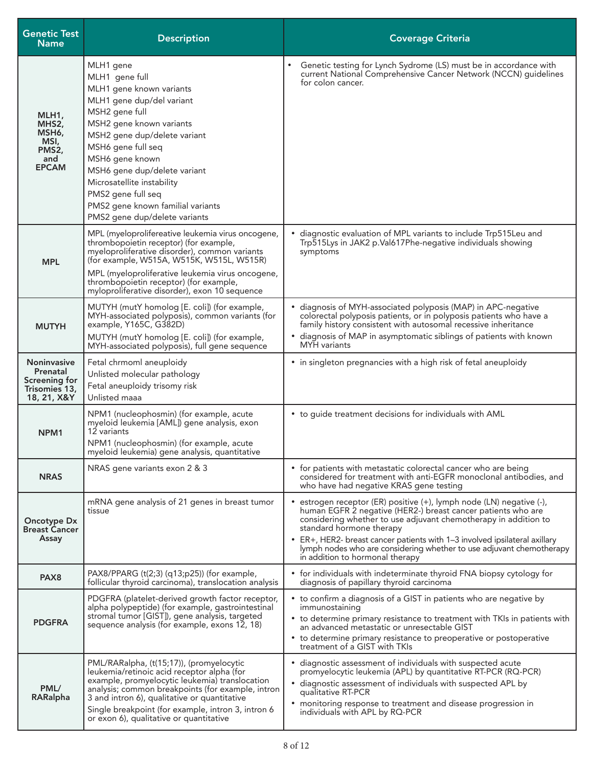| Genetic Test Name | Description | Coverage Criteria |
|---|---|---|
| MLH1, MHS2, MSH6, MSI, PMS2, and EPCAM | MLH1 gene<br>MLH1  gene full<br>MLH1 gene known variants<br>MLH1 gene dup/del variant<br>MSH2 gene full<br>MSH2 gene known variants<br>MSH2 gene dup/delete variant<br>MSH6 gene full seq<br>MSH6 gene known<br>MSH6 gene dup/delete variant<br>Microsatellite instability<br>PMS2 gene full seq<br>PMS2 gene known familial variants<br>PMS2 gene dup/delete variants | • Genetic testing for Lynch Sydrome (LS) must be in accordance with current National Comprehensive Cancer Network (NCCN) guidelines for colon cancer. |
| MPL | MPL (myeloprolifereative leukemia virus oncogene, thrombopoietin receptor) (for example, myeloproliferative disorder), common variants (for example, W515A, W515K, W515L, W515R)<br>MPL (myeloproliferative leukemia virus oncogene, thrombopoietin receptor) (for example, myloproliferative disorder), exon 10 sequence | • diagnostic evaluation of MPL variants to include Trp515Leu and Trp515Lys in JAK2 p.Val617Phe-negative individuals showing symptoms |
| MUTYH | MUTYH (mutY homolog [E. coli]) (for example, MYH-associated polyposis), common variants (for example, Y165C, G382D)<br>MUTYH (mutY homolog [E. coli]) (for example, MYH-associated polyposis), full gene sequence | • diagnosis of MYH-associated polyposis (MAP) in APC-negative colorectal polyposis patients, or in polyposis patients who have a family history consistent with autosomal recessive inheritance<br>• diagnosis of MAP in asymptomatic siblings of patients with known MYH variants |
| Noninvasive Prenatal Screening for Trisomies 13, 18, 21, X&Y | Fetal chrmoml aneuploidy<br>Unlisted molecular pathology<br>Fetal aneuploidy trisomy risk<br>Unlisted maaa | • in singleton pregnancies with a high risk of fetal aneuploidy |
| NPM1 | NPM1 (nucleophosmin) (for example, acute myeloid leukemia [AML]) gene analysis, exon 12 variants<br>NPM1 (nucleophosmin) (for example, acute myeloid leukemia) gene analysis, quantitative | • to guide treatment decisions for individuals with AML |
| NRAS | NRAS gene variants exon 2 & 3 | • for patients with metastatic colorectal cancer who are being considered for treatment with anti-EGFR monoclonal antibodies, and who have had negative KRAS gene testing |
| Oncotype Dx Breast Cancer Assay | mRNA gene analysis of 21 genes in breast tumor tissue | • estrogen receptor (ER) positive (+), lymph node (LN) negative (-), human EGFR 2 negative (HER2-) breast cancer patients who are considering whether to use adjuvant chemotherapy in addition to standard hormone therapy<br>• ER+, HER2- breast cancer patients with 1–3 involved ipsilateral axillary lymph nodes who are considering whether to use adjuvant chemotherapy in addition to hormonal therapy |
| PAX8 | PAX8/PPARG (t(2;3) (q13;p25)) (for example, follicular thyroid carcinoma), translocation analysis | • for individuals with indeterminate thyroid FNA biopsy cytology for diagnosis of papillary thyroid carcinoma |
| PDGFRA | PDGFRA (platelet-derived growth factor receptor, alpha polypeptide) (for example, gastrointestinal stromal tumor [GIST]), gene analysis, targeted sequence analysis (for example, exons 12, 18) | • to confirm a diagnosis of a GIST in patients who are negative by immunostaining<br>• to determine primary resistance to treatment with TKIs in patients with an advanced metastatic or unresectable GIST<br>• to determine primary resistance to preoperative or postoperative treatment of a GIST with TKIs |
| PML/ RARalpha | PML/RARalpha, (t(15;17)), (promyelocytic leukemia/retinoic acid receptor alpha (for example, promyelocytic leukemia) translocation analysis; common breakpoints (for example, intron 3 and intron 6), qualitative or quantitative<br>Single breakpoint (for example, intron 3, intron 6 or exon 6), qualitative or quantitative | • diagnostic assessment of individuals with suspected acute promyelocytic leukemia (APL) by quantitative RT-PCR (RQ-PCR)<br>• diagnostic assessment of individuals with suspected APL by qualitative RT-PCR<br>• monitoring response to treatment and disease progression in individuals with APL by RQ-PCR |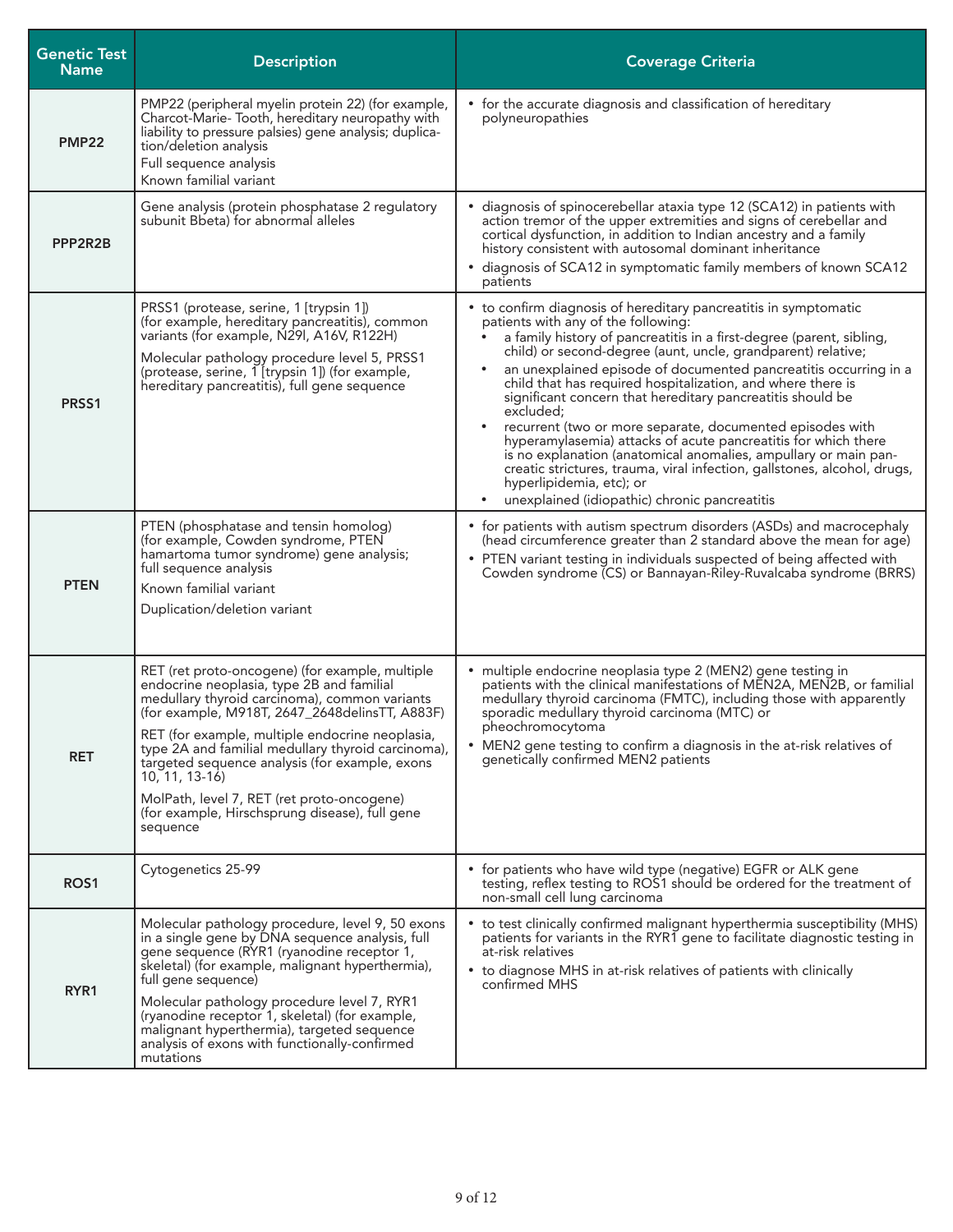| Genetic Test Name | Description | Coverage Criteria |
|---|---|---|
| **PMP22** | PMP22 (peripheral myelin protein 22) (for example, Charcot-Marie- Tooth, hereditary neuropathy with liability to pressure palsies) gene analysis; duplication/deletion analysis<br>Full sequence analysis<br>Known familial variant | • for the accurate diagnosis and classification of hereditary polyneuropathies |
| **PPP2R2B** | Gene analysis (protein phosphatase 2 regulatory subunit Bbeta) for abnormal alleles | • diagnosis of spinocerebellar ataxia type 12 (SCA12) in patients with action tremor of the upper extremities and signs of cerebellar and cortical dysfunction, in addition to Indian ancestry and a family history consistent with autosomal dominant inheritance<br>• diagnosis of SCA12 in symptomatic family members of known SCA12 patients |
| **PRSS1** | PRSS1 (protease, serine, 1 [trypsin 1]) (for example, hereditary pancreatitis), common variants (for example, N29I, A16V, R122H)<br>Molecular pathology procedure level 5, PRSS1 (protease, serine, 1 [trypsin 1]) (for example, hereditary pancreatitis), full gene sequence | • to confirm diagnosis of hereditary pancreatitis in symptomatic patients with any of the following:<br>&nbsp;&nbsp;• a family history of pancreatitis in a first-degree (parent, sibling, child) or second-degree (aunt, uncle, grandparent) relative;<br>&nbsp;&nbsp;• an unexplained episode of documented pancreatitis occurring in a child that has required hospitalization, and where there is significant concern that hereditary pancreatitis should be excluded;<br>&nbsp;&nbsp;• recurrent (two or more separate, documented episodes with hyperamylasemia) attacks of acute pancreatitis for which there is no explanation (anatomical anomalies, ampullary or main pancreatic strictures, trauma, viral infection, gallstones, alcohol, drugs, hyperlipidemia, etc); or<br>&nbsp;&nbsp;• unexplained (idiopathic) chronic pancreatitis |
| **PTEN** | PTEN (phosphatase and tensin homolog) (for example, Cowden syndrome, PTEN hamartoma tumor syndrome) gene analysis; full sequence analysis<br>Known familial variant<br>Duplication/deletion variant | • for patients with autism spectrum disorders (ASDs) and macrocephaly (head circumference greater than 2 standard above the mean for age)<br>• PTEN variant testing in individuals suspected of being affected with Cowden syndrome (CS) or Bannayan-Riley-Ruvalcaba syndrome (BRRS) |
| **RET** | RET (ret proto-oncogene) (for example, multiple endocrine neoplasia, type 2B and familial medullary thyroid carcinoma), common variants (for example, M918T, 2647_2648delinsTT, A883F)<br>RET (for example, multiple endocrine neoplasia, type 2A and familial medullary thyroid carcinoma), targeted sequence analysis (for example, exons 10, 11, 13-16)<br>MolPath, level 7, RET (ret proto-oncogene) (for example, Hirschsprung disease), full gene sequence | • multiple endocrine neoplasia type 2 (MEN2) gene testing in patients with the clinical manifestations of MEN2A, MEN2B, or familial medullary thyroid carcinoma (FMTC), including those with apparently sporadic medullary thyroid carcinoma (MTC) or pheochromocytoma<br>• MEN2 gene testing to confirm a diagnosis in the at-risk relatives of genetically confirmed MEN2 patients |
| **ROS1** | Cytogenetics 25-99 | • for patients who have wild type (negative) EGFR or ALK gene testing, reflex testing to ROS1 should be ordered for the treatment of non-small cell lung carcinoma |
| **RYR1** | Molecular pathology procedure, level 9, 50 exons in a single gene by DNA sequence analysis, full gene sequence (RYR1 (ryanodine receptor 1, skeletal) (for example, malignant hyperthermia), full gene sequence)<br>Molecular pathology procedure level 7, RYR1 (ryanodine receptor 1, skeletal) (for example, malignant hyperthermia), targeted sequence analysis of exons with functionally-confirmed mutations | • to test clinically confirmed malignant hyperthermia susceptibility (MHS) patients for variants in the RYR1 gene to facilitate diagnostic testing in at-risk relatives<br>• to diagnose MHS in at-risk relatives of patients with clinically confirmed MHS |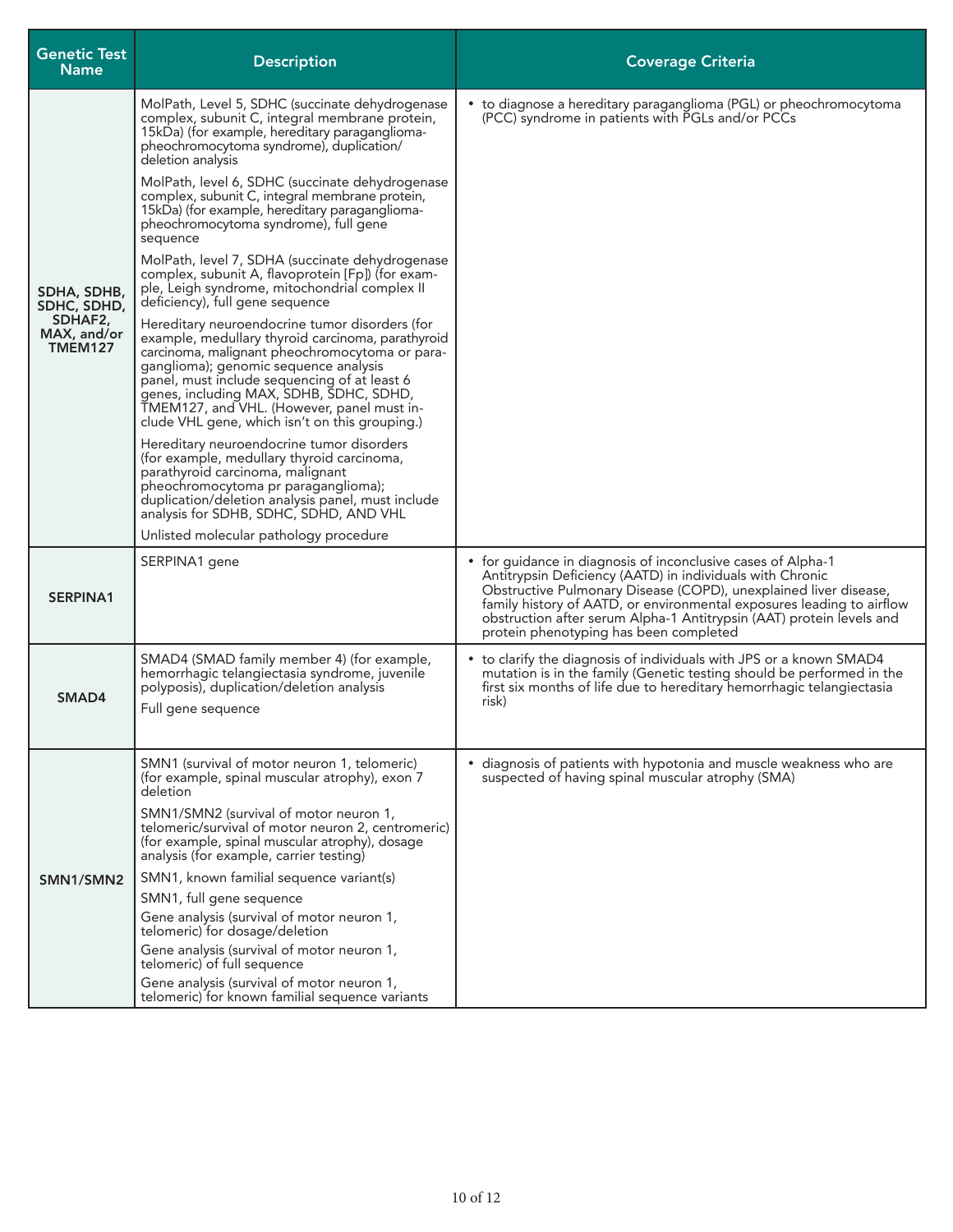| Genetic Test Name | Description | Coverage Criteria |
| --- | --- | --- |
| **SDHA, SDHB, SDHC, SDHD, SDHAF2, MAX, and/or TMEM127** | MolPath, Level 5, SDHC (succinate dehydrogenase complex, subunit C, integral membrane protein, 15kDa) (for example, hereditary paraganglioma-pheochromocytoma syndrome), duplication/ deletion analysis<br><br>MolPath, level 6, SDHC (succinate dehydrogenase complex, subunit C, integral membrane protein, 15kDa) (for example, hereditary paraganglioma-pheochromocytoma syndrome), full gene sequence<br><br>MolPath, level 7, SDHA (succinate dehydrogenase complex, subunit A, flavoprotein [Fp]) (for example, Leigh syndrome, mitochondrial complex II deficiency), full gene sequence<br><br>Hereditary neuroendocrine tumor disorders (for example, medullary thyroid carcinoma, parathyroid carcinoma, malignant pheochromocytoma or paraganglioma); genomic sequence analysis panel, must include sequencing of at least 6 genes, including MAX, SDHB, SDHC, SDHD, TMEM127, and VHL. (However, panel must include VHL gene, which isn't on this grouping.)<br><br>Hereditary neuroendocrine tumor disorders (for example, medullary thyroid carcinoma, parathyroid carcinoma, malignant pheochromocytoma pr paraganglioma); duplication/deletion analysis panel, must include analysis for SDHB, SDHC, SDHD, AND VHL<br><br>Unlisted molecular pathology procedure | • to diagnose a hereditary paraganglioma (PGL) or pheochromocytoma (PCC) syndrome in patients with PGLs and/or PCCs |
| **SERPINA1** | SERPINA1 gene | • for guidance in diagnosis of inconclusive cases of Alpha-1 Antitrypsin Deficiency (AATD) in individuals with Chronic Obstructive Pulmonary Disease (COPD), unexplained liver disease, family history of AATD, or environmental exposures leading to airflow obstruction after serum Alpha-1 Antitrypsin (AAT) protein levels and protein phenotyping has been completed |
| **SMAD4** | SMAD4 (SMAD family member 4) (for example, hemorrhagic telangiectasia syndrome, juvenile polyposis), duplication/deletion analysis<br><br>Full gene sequence | • to clarify the diagnosis of individuals with JPS or a known SMAD4 mutation is in the family (Genetic testing should be performed in the first six months of life due to hereditary hemorrhagic telangiectasia risk) |
| **SMN1/SMN2** | SMN1 (survival of motor neuron 1, telomeric) (for example, spinal muscular atrophy), exon 7 deletion<br><br>SMN1/SMN2 (survival of motor neuron 1, telomeric/survival of motor neuron 2, centromeric) (for example, spinal muscular atrophy), dosage analysis (for example, carrier testing)<br><br>SMN1, known familial sequence variant(s)<br><br>SMN1, full gene sequence<br><br>Gene analysis (survival of motor neuron 1, telomeric) for dosage/deletion<br><br>Gene analysis (survival of motor neuron 1, telomeric) of full sequence<br><br>Gene analysis (survival of motor neuron 1, telomeric) for known familial sequence variants | • diagnosis of patients with hypotonia and muscle weakness who are suspected of having spinal muscular atrophy (SMA) |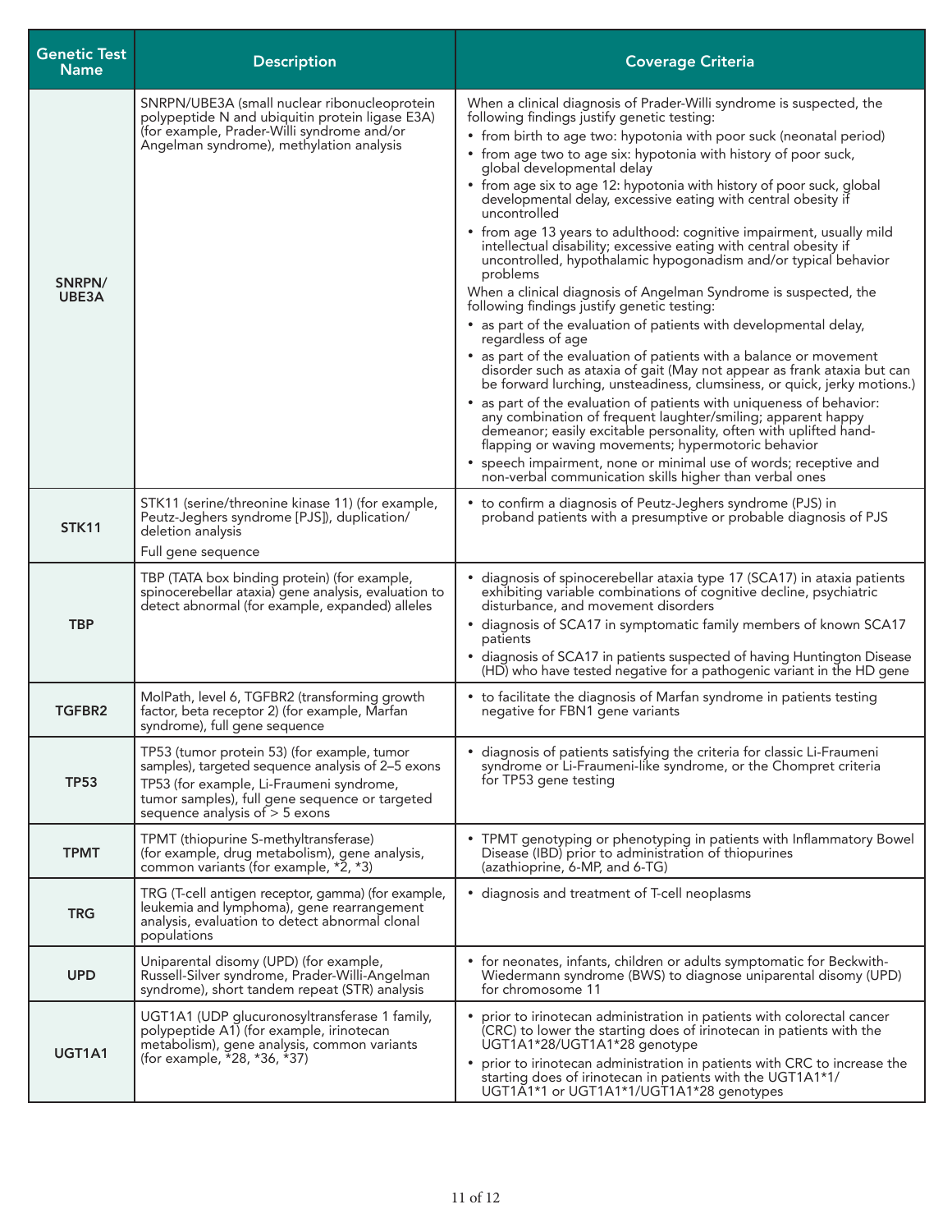| Genetic Test Name | Description | Coverage Criteria |
|---|---|---|
| SNRPN/ UBE3A | SNRPN/UBE3A (small nuclear ribonucleoprotein polypeptide N and ubiquitin protein ligase E3A) (for example, Prader-Willi syndrome and/or Angelman syndrome), methylation analysis | When a clinical diagnosis of Prader-Willi syndrome is suspected, the following findings justify genetic testing:<br>• from birth to age two: hypotonia with poor suck (neonatal period)<br>• from age two to age six: hypotonia with history of poor suck, global developmental delay<br>• from age six to age 12: hypotonia with history of poor suck, global developmental delay, excessive eating with central obesity if uncontrolled<br>• from age 13 years to adulthood: cognitive impairment, usually mild intellectual disability; excessive eating with central obesity if uncontrolled, hypothalamic hypogonadism and/or typical behavior problems<br>When a clinical diagnosis of Angelman Syndrome is suspected, the following findings justify genetic testing:<br>• as part of the evaluation of patients with developmental delay, regardless of age<br>• as part of the evaluation of patients with a balance or movement disorder such as ataxia of gait (May not appear as frank ataxia but can be forward lurching, unsteadiness, clumsiness, or quick, jerky motions.)<br>• as part of the evaluation of patients with uniqueness of behavior: any combination of frequent laughter/smiling; apparent happy demeanor; easily excitable personality, often with uplifted hand-flapping or waving movements; hypermotoric behavior<br>• speech impairment, none or minimal use of words; receptive and non-verbal communication skills higher than verbal ones |
| STK11 | STK11 (serine/threonine kinase 11) (for example, Peutz-Jeghers syndrome [PJS]), duplication/ deletion analysis<br>Full gene sequence | • to confirm a diagnosis of Peutz-Jeghers syndrome (PJS) in proband patients with a presumptive or probable diagnosis of PJS |
| TBP | TBP (TATA box binding protein) (for example, spinocerebellar ataxia) gene analysis, evaluation to detect abnormal (for example, expanded) alleles | • diagnosis of spinocerebellar ataxia type 17 (SCA17) in ataxia patients exhibiting variable combinations of cognitive decline, psychiatric disturbance, and movement disorders<br>• diagnosis of SCA17 in symptomatic family members of known SCA17 patients<br>• diagnosis of SCA17 in patients suspected of having Huntington Disease (HD) who have tested negative for a pathogenic variant in the HD gene |
| TGFBR2 | MolPath, level 6, TGFBR2 (transforming growth factor, beta receptor 2) (for example, Marfan syndrome), full gene sequence | • to facilitate the diagnosis of Marfan syndrome in patients testing negative for FBN1 gene variants |
| TP53 | TP53 (tumor protein 53) (for example, tumor samples), targeted sequence analysis of 2–5 exons<br>TP53 (for example, Li-Fraumeni syndrome, tumor samples), full gene sequence or targeted sequence analysis of > 5 exons | • diagnosis of patients satisfying the criteria for classic Li-Fraumeni syndrome or Li-Fraumeni-like syndrome, or the Chompret criteria for TP53 gene testing |
| TPMT | TPMT (thiopurine S-methyltransferase) (for example, drug metabolism), gene analysis, common variants (for example, *2, *3) | • TPMT genotyping or phenotyping in patients with Inflammatory Bowel Disease (IBD) prior to administration of thiopurines (azathioprine, 6-MP, and 6-TG) |
| TRG | TRG (T-cell antigen receptor, gamma) (for example, leukemia and lymphoma), gene rearrangement analysis, evaluation to detect abnormal clonal populations | • diagnosis and treatment of T-cell neoplasms |
| UPD | Uniparental disomy (UPD) (for example, Russell-Silver syndrome, Prader-Willi-Angelman syndrome), short tandem repeat (STR) analysis | • for neonates, infants, children or adults symptomatic for Beckwith-Wiedermann syndrome (BWS) to diagnose uniparental disomy (UPD) for chromosome 11 |
| UGT1A1 | UGT1A1 (UDP glucuronosyltransferase 1 family, polypeptide A1) (for example, irinotecan metabolism), gene analysis, common variants (for example, *28, *36, *37) | • prior to irinotecan administration in patients with colorectal cancer (CRC) to lower the starting does of irinotecan in patients with the UGT1A1*28/UGT1A1*28 genotype<br>• prior to irinotecan administration in patients with CRC to increase the starting does of irinotecan in patients with the UGT1A1*1/ UGT1A1*1 or UGT1A1*1/UGT1A1*28 genotypes |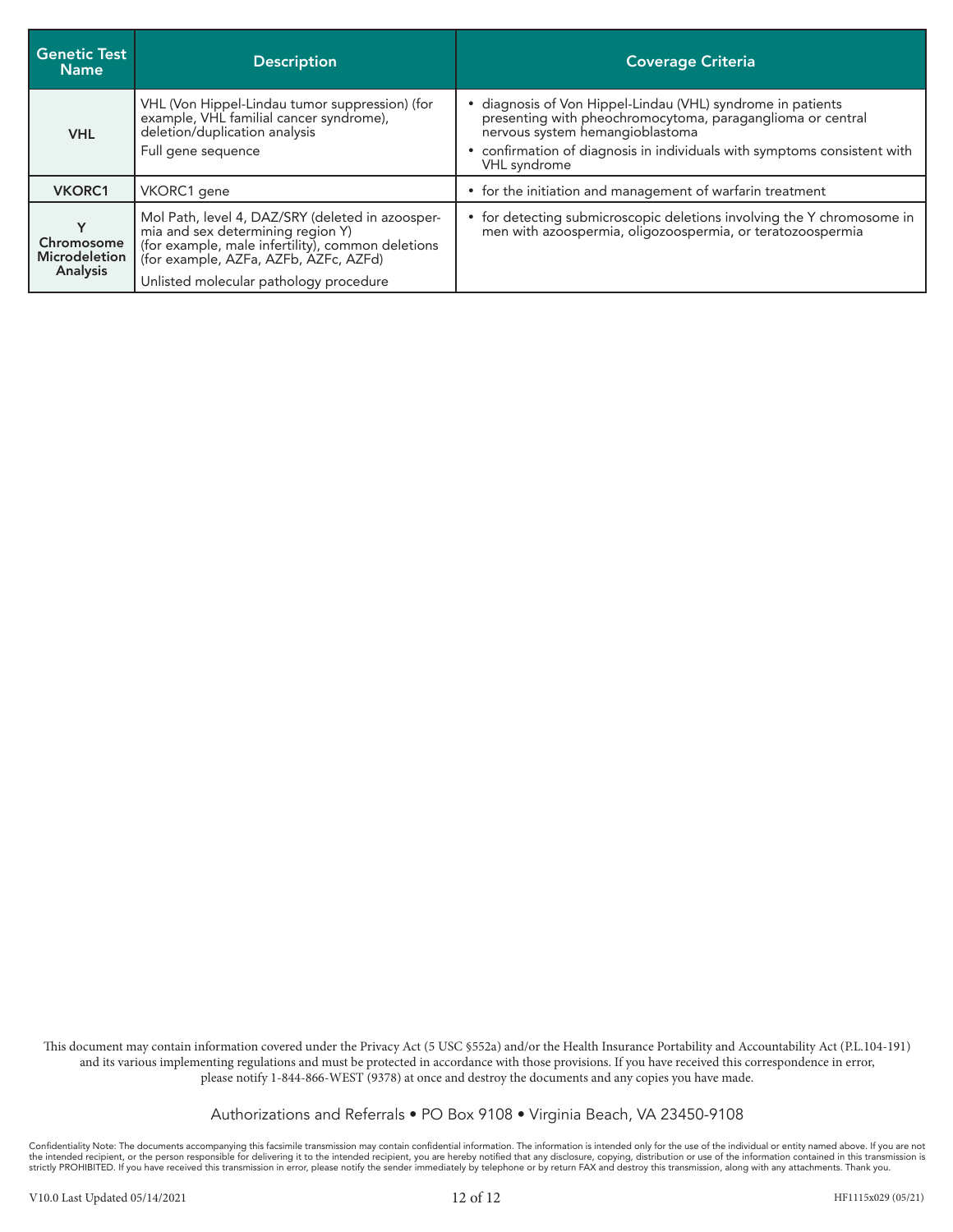| Genetic Test Name | Description | Coverage Criteria |
|---|---|---|
| **VHL** | VHL (Von Hippel-Lindau tumor suppression) (for example, VHL familial cancer syndrome), deletion/duplication analysis<br>Full gene sequence | • diagnosis of Von Hippel-Lindau (VHL) syndrome in patients presenting with pheochromocytoma, paraganglioma or central nervous system hemangioblastoma<br>• confirmation of diagnosis in individuals with symptoms consistent with VHL syndrome |
| **VKORC1** | VKORC1 gene | • for the initiation and management of warfarin treatment |
| **Y Chromosome Microdeletion Analysis** | Mol Path, level 4, DAZ/SRY (deleted in azoospermia and sex determining region Y) (for example, male infertility), common deletions (for example, AZFa, AZFb, AZFc, AZFd)<br>Unlisted molecular pathology procedure | • for detecting submicroscopic deletions involving the Y chromosome in men with azoospermia, oligozoospermia, or teratozoospermia |

This document may contain information covered under the Privacy Act (5 USC §552a) and/or the Health Insurance Portability and Accountability Act (P.L.104-191) and its various implementing regulations and must be protected in accordance with those provisions. If you have received this correspondence in error, please notify 1-844-866-WEST (9378) at once and destroy the documents and any copies you have made.

Authorizations and Referrals • PO Box 9108 • Virginia Beach, VA 23450-9108

Confidentiality Note: The documents accompanying this facsimile transmission may contain confidential information. The information is intended only for the use of the individual or entity named above. If you are not the intended recipient, or the person responsible for delivering it to the intended recipient, you are hereby notified that any disclosure, copying, distribution or use of the information contained in this transmission is strictly PROHIBITED. If you have received this transmission in error, please notify the sender immediately by telephone or by return FAX and destroy this transmission, along with any attachments. Thank you.

V10.0 Last Updated 05/14/2021

HF1115x029 (05/21)